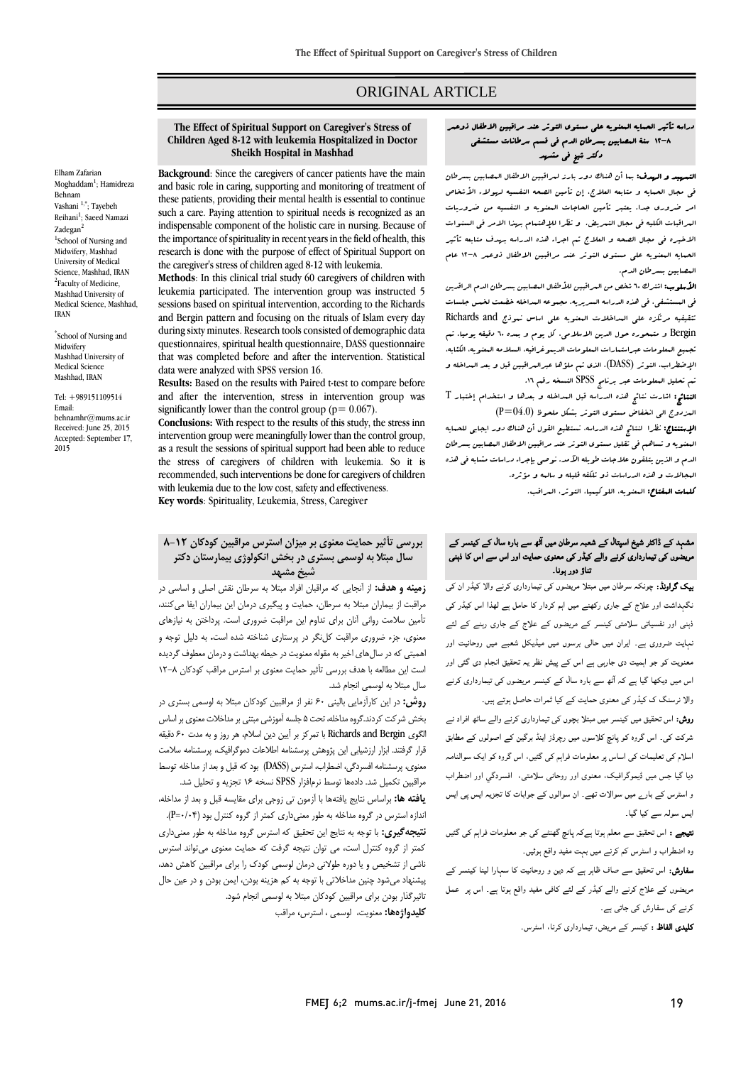ORIGINAL ARTICLE

## The Effect of Spiritual Support on Caregiver's Stress of Children Aged 8-12 with leukemia Hospitalized in Doctor Sheikh Hospital in Mashhad

Elham Zafarian Moghaddam[1]; Hamidreza Behnam Vashani [1,*]; Tayebeh Reihani[1]; Saeed Namazi Zadegan[2]

[1]School of Nursing and Midwifery, Mashhad University of Medical Science, Mashhad, IRAN

[2]Faculty of Medicine, Mashhad University of Medical Science, Mashhad, IRAN

[*]School of Nursing and Midwifery Mashhad University of Medical Science Mashhad, IRAN

Tel: +989151109514

Email: behnamhr@mums.ac.ir

Received: June 25, 2015

Accepted: September 17, 2015

**Background**: Since the caregivers of cancer patients have the main and basic role in caring, supporting and monitoring of treatment of these patients, providing their mental health is essential to continue such a care. Paying attention to spiritual needs is recognized as an indispensable component of the holistic care in nursing. Because of the importance of spirituality in recent years in the field of health, this research is done with the purpose of effect of Spiritual Support on the caregiver's stress of children aged 8-12 with leukemia.

**Methods**: In this clinical trial study 60 caregivers of children with leukemia participated. The intervention group was instructed 5 sessions based on spiritual intervention, according to the Richards and Bergin pattern and focusing on the rituals of Islam every day during sixty minutes. Research tools consisted of demographic data questionnaires, spiritual health questionnaire, DASS questionnaire that was completed before and after the intervention. Statistical data were analyzed with SPSS version 16.

**Results:** Based on the results with Paired t-test to compare before and after the intervention, stress in intervention group was significantly lower than the control group (p= 0.067).

**Conclusions:** With respect to the results of this study, the stress inn intervention group were meaningfully lower than the control group, as a result the sessions of spiritual support had been able to reduce the stress of caregivers of children with leukemia. So it is recommended, such interventions be done for caregivers of children with leukemia due to the low cost, safety and effectiveness.

**Key words**: Spirituality, Leukemia, Stress, Caregiver

## دراسه تأثير الحمايه المعنويه على مستوى التوتر عند مراقبين الاطفال ذوعمر ٨–١٢ سنة المصابين بسرطان الدم فى قسم سرطانات مستشفى دكتر شيخ في مشهد

**التمهيد و الهدف:** بما أن هناك دور بارز لمراقبين الاطفال المصابين بسرطان فى مجال الحمايه و متابعه العلاج، إن تأمين الصحه النفسيه لهولاء الأشخاص امر ضرورى جداً. يعتبر تأمين الحاجات المعنويه و النفسيه من ضروريات المراقبات الكليه فى مجال التمريض. و نظراً للإهتمام بهذا الامر فى السنوات الاخيره فى مجال الصحه و العلاج تم اجراء هذه الدراسه بهدف متابعه تأثير الحمايه المعنويه على مستوى التوتر عند مراقبين الاطفال ذوعمر ٨–١٢ عام المصابين بسرطان الدم.

**الأسلوب:** اشترك ٦٠ شخص من المراقبين للأطفال المصابين بسرطان الدم الراقدين فى المستشفى. فى هذه الدراسه السريريه، مجموعه المداخله خضعت لخمس جلسات تثقيفيه مرتكزه على المداخلات المعنويه على اساس نموذج Richards and Bergin و متمحوره حول الدين الاسلامى. كل يوم و بمده ٦٠ دقيقه يومياً. تم تجميع المعلومات عبراستمارات المعلومات الديموغرافيه، السلامه المعنويه، الكئابه، الإضطراب، التوتر (DASS)، الذى تم ملؤها عبرالمراقبين قبل و بعد المداخله و تم تحليل المعلومات عبر برنامج SPSS النسخه رقم ١٦.

**النتائج:** اشارت نتائج هذه الدراسه قبل المداخله و بعدها و استخدام إختبار T المزدوج الى انخفاض مستوى التوتر بشكل ملحوظ (P=04.0).

**الإستنتاج:** نظراً لنتائج هذه الدراسه، نستطيع القول أن هناك دور ايجابى للحمايه المعنويه و تساهم فى تقليل مستوى التوتر عند مراقبين الاطفال المصابين بسرطان الدم و الذين يتلقون علاجات طويله الأمد. نوصى بإجراء دراسات مشابه فى هذه المجالات و هذه الدراسات ذو تكلفه قليله و سالمه و مؤثره.

**كلمات المفتاح:** المعنويه، اللوكيميا، التوتر، المراقب.

## بررسی تأثیر حمایت معنوی بر میزان استرس مراقبین کودکان ۱۲-۸ سال مبتلا به لوسمی بستری در بخش انکولوژی بیمارستان دکتر شیخ مشهد

**زمینه و هدف:** از آنجایی که مراقبان افراد مبتلا به سرطان نقش اصلی و اساسی در مراقبت از بیماران مبتلا به سرطان، حمایت و پیگیری درمان این بیماران ایفا می‌کنند، تأمین سلامت روانی آنان برای تداوم این مراقبت ضروری است. پرداختن به نیازهای معنوی، جزء ضروری مراقبت کل‌نگر در پرستاری شناخته شده است. به دلیل توجه و اهمیتی که در سال‌های اخیر به مقوله معنویت در حیطه بهداشت و درمان معطوف گردیده است این مطالعه با هدف بررسی تأثیر حمایت معنوی بر استرس مراقب کودکان ۱۲-۸ سال مبتلا به لوسمی انجام شد.

**روش:** در این کارآزمایی بالینی ۶۰ نفر از مراقبین کودکان مبتلا به لوسمی بستری در بخش شرکت کردند. گروه مداخله، تحت ۵ جلسه آموزشی مبتنی بر مداخلات معنوی بر اساس الگوی Richards and Bergin با تمرکز بر آیین دین اسلام، هر روز و به مدت ۶۰ دقیقه قرار گرفتند. ابزار ارزشیابی این پژوهش پرسشنامه اطلاعات دموگرافیک، پرسشنامه سلامت معنوی، پرسشنامه افسردگی، اضطراب، استرس (DASS) بود که قبل و بعد از مداخله توسط مراقبین تکمیل شد. داده‌ها توسط نرم‌افزار SPSS نسخه ۱۶ تجزیه و تحلیل شد.

**یافته ها:** براساس نتایج یافته‌ها با آزمون تی زوجی برای مقایسه قبل و بعد از مداخله، اندازه استرس در گروه مداخله به طور معنی‌داری کمتر از گروه کنترل بود (P=۰/۰۴).

**نتیجه‌گیری:** با توجه به نتایج این تحقیق که استرس گروه مداخله به طور معنی‌داری کمتر از گروه کنترل است، می توان نتیجه گرفت که حمایت معنوی می‌تواند استرس ناشی از تشخیص و یا دوره طولانی درمان لوسمی کودک را برای مراقبین کاهش دهد، پیشنهاد می‌شود چنین مداخلاتی با توجه به کم هزینه بودن، ایمن بودن و در عین حال تاثیرگذار بودن برای مراقبین کودکان مبتلا به لوسمی انجام شود.

**کلیدواژه‌ها:** معنویت، لوسمی ، استرس، مراقب

## مشہد کے ڈاکٹر شیخ اسپتال کے شعبہ سرطان میں آٹھ سے بارہ سال کے کینسر کے مریضوں کی تیمارداری کرنے والے کیڈر کی معنوی حمایت اور اس سے اس کا ذہنی تناؤ دور ہونا۔

**بیک گراونڈ:** چونکہ سرطان میں مبتلا مریضوں کی تیمارداری کرنے والا کیڈر ان کی نگہداشت اور علاج کے جاری رکھنے میں اہم کردار کا حامل ہے لھذا اس کیڈر کی ذہنی اور نفسیاتی سلامتی کینسر کے مریضوں کے علاج کے جاری رہنے کے لئے نہایت ضروری ہے۔ ایران میں حالیہ برسوں میں میڈیکل شعبے میں روحانیت اور معنویت کو جو اہمیت دی جارہی ہے اس کے پیش نظر یہ تحقیق انجام دی گئی اور اس میں دیکھا گیا ہے کہ آٹھ سے بارہ سال کے کینسر مریضوں کی تیمارداری کرنے والا نرسنگ ک کیڈر کی معنوی حمایت کے کیا ثمرات حاصل ہوتے ہیں۔

**روش:** اس تحقیق میں کینسر میں مبتلا بچوں کی تیمارداری کرنے والے ساٹھ افراد نے شرکت کی۔ اس گروہ کو پانچ کلاسوں میں رچرڈز اینڈ برگین کے اصولوں کے مطابق اسلام کی تعلیمات کی اساس پر معلومات فراہم کی گئیں، اس گروہ کو ایک سوالنامہ دیا گیا جس میں ڈیموگرافیک، معنوی اور روحانی سلامتی، افسردگی اور اضطراب و استرس کے بارے میں سوالات تھے۔ ان سوالوں کے جوابات کا تجزیہ ایس پی ایس ایس سولہ سے کیا گیا۔

**نتیجے :** اس تحقیق سے معلم ہوتا ہےکہ پانچ گھنٹے کی جو معلومات فراہم کی گئیں وہ اضطراب و استرس کم کرنے میں بہت مفید واقع ہوئیں۔

**سفارش:** اس تحقیق سے صاف ظاہر ہے کہ دین و روحانیت کا سہارا لینا کینسر کے مریضوں کے علاج کرنے والے کیڈر کے لئے کافی مفید واقع ہوتا ہے۔ اس پر عمل کرنے کی سفارش کی جاتی ہے۔

**کلیدی الفاظ :** کینسر کے مریض، تیمارداری کرنا، استرس۔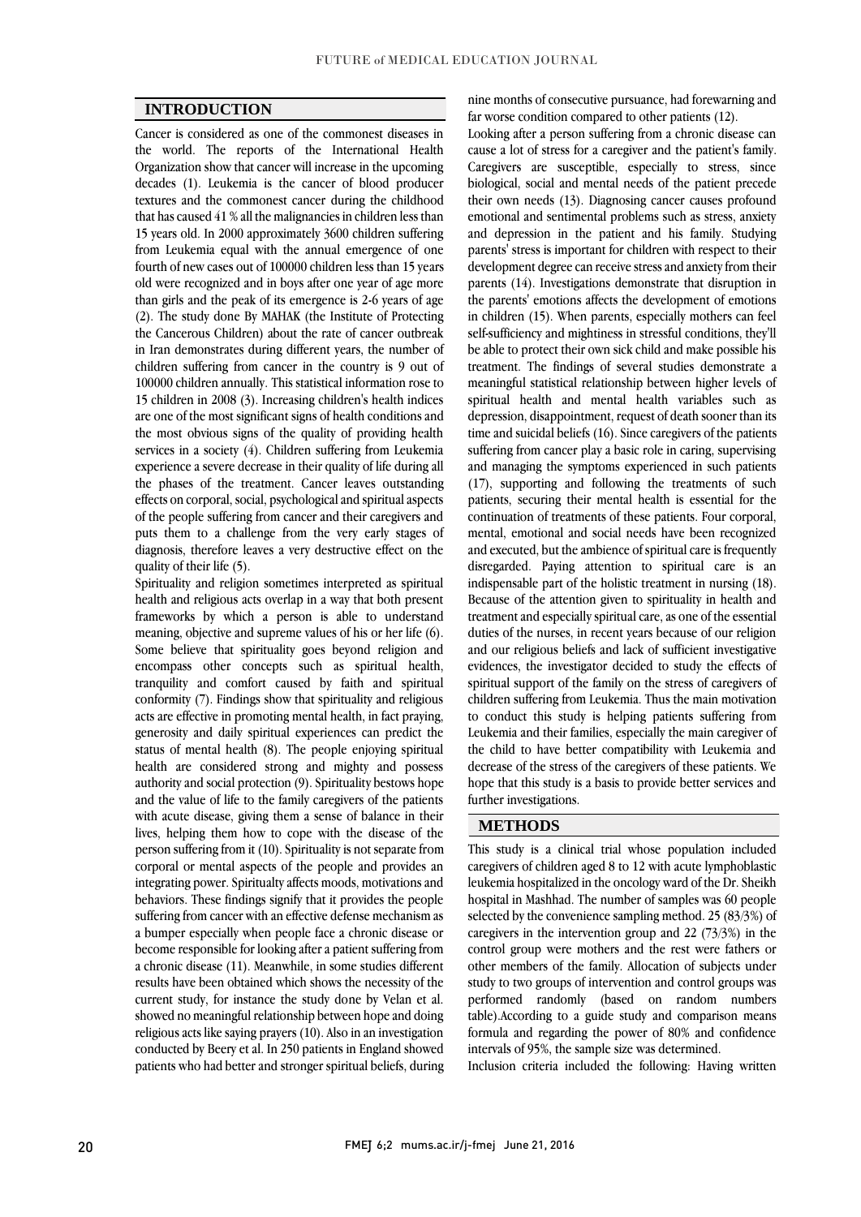## INTRODUCTION

Cancer is considered as one of the commonest diseases in the world. The reports of the International Health Organization show that cancer will increase in the upcoming decades (1). Leukemia is the cancer of blood producer textures and the commonest cancer during the childhood that has caused 41 % all the malignancies in children less than 15 years old. In 2000 approximately 3600 children suffering from Leukemia equal with the annual emergence of one fourth of new cases out of 100000 children less than 15 years old were recognized and in boys after one year of age more than girls and the peak of its emergence is 2-6 years of age (2). The study done By MAHAK (the Institute of Protecting the Cancerous Children) about the rate of cancer outbreak in Iran demonstrates during different years, the number of children suffering from cancer in the country is 9 out of 100000 children annually. This statistical information rose to 15 children in 2008 (3). Increasing children's health indices are one of the most significant signs of health conditions and the most obvious signs of the quality of providing health services in a society (4). Children suffering from Leukemia experience a severe decrease in their quality of life during all the phases of the treatment. Cancer leaves outstanding effects on corporal, social, psychological and spiritual aspects of the people suffering from cancer and their caregivers and puts them to a challenge from the very early stages of diagnosis, therefore leaves a very destructive effect on the quality of their life (5).

Spirituality and religion sometimes interpreted as spiritual health and religious acts overlap in a way that both present frameworks by which a person is able to understand meaning, objective and supreme values of his or her life (6). Some believe that spirituality goes beyond religion and encompass other concepts such as spiritual health, tranquility and comfort caused by faith and spiritual conformity (7). Findings show that spirituality and religious acts are effective in promoting mental health, in fact praying, generosity and daily spiritual experiences can predict the status of mental health (8). The people enjoying spiritual health are considered strong and mighty and possess authority and social protection (9). Spirituality bestows hope and the value of life to the family caregivers of the patients with acute disease, giving them a sense of balance in their lives, helping them how to cope with the disease of the person suffering from it (10). Spirituality is not separate from corporal or mental aspects of the people and provides an integrating power. Spiritualty affects moods, motivations and behaviors. These findings signify that it provides the people suffering from cancer with an effective defense mechanism as a bumper especially when people face a chronic disease or become responsible for looking after a patient suffering from a chronic disease (11). Meanwhile, in some studies different results have been obtained which shows the necessity of the current study, for instance the study done by Velan et al. showed no meaningful relationship between hope and doing religious acts like saying prayers (10). Also in an investigation conducted by Beery et al. In 250 patients in England showed patients who had better and stronger spiritual beliefs, during nine months of consecutive pursuance, had forewarning and far worse condition compared to other patients (12).

Looking after a person suffering from a chronic disease can cause a lot of stress for a caregiver and the patient's family. Caregivers are susceptible, especially to stress, since biological, social and mental needs of the patient precede their own needs (13). Diagnosing cancer causes profound emotional and sentimental problems such as stress, anxiety and depression in the patient and his family. Studying parents' stress is important for children with respect to their development degree can receive stress and anxiety from their parents (14). Investigations demonstrate that disruption in the parents' emotions affects the development of emotions in children (15). When parents, especially mothers can feel self-sufficiency and mightiness in stressful conditions, they'll be able to protect their own sick child and make possible his treatment. The findings of several studies demonstrate a meaningful statistical relationship between higher levels of spiritual health and mental health variables such as depression, disappointment, request of death sooner than its time and suicidal beliefs (16). Since caregivers of the patients suffering from cancer play a basic role in caring, supervising and managing the symptoms experienced in such patients (17), supporting and following the treatments of such patients, securing their mental health is essential for the continuation of treatments of these patients. Four corporal, mental, emotional and social needs have been recognized and executed, but the ambience of spiritual care is frequently disregarded. Paying attention to spiritual care is an indispensable part of the holistic treatment in nursing (18). Because of the attention given to spirituality in health and treatment and especially spiritual care, as one of the essential duties of the nurses, in recent years because of our religion and our religious beliefs and lack of sufficient investigative evidences, the investigator decided to study the effects of spiritual support of the family on the stress of caregivers of children suffering from Leukemia. Thus the main motivation to conduct this study is helping patients suffering from Leukemia and their families, especially the main caregiver of the child to have better compatibility with Leukemia and decrease of the stress of the caregivers of these patients. We hope that this study is a basis to provide better services and further investigations.

## METHODS

This study is a clinical trial whose population included caregivers of children aged 8 to 12 with acute lymphoblastic leukemia hospitalized in the oncology ward of the Dr. Sheikh hospital in Mashhad. The number of samples was 60 people selected by the convenience sampling method. 25 (83/3%) of caregivers in the intervention group and 22 (73/3%) in the control group were mothers and the rest were fathers or other members of the family. Allocation of subjects under study to two groups of intervention and control groups was performed randomly (based on random numbers table).According to a guide study and comparison means formula and regarding the power of 80% and confidence intervals of 95%, the sample size was determined.

Inclusion criteria included the following: Having written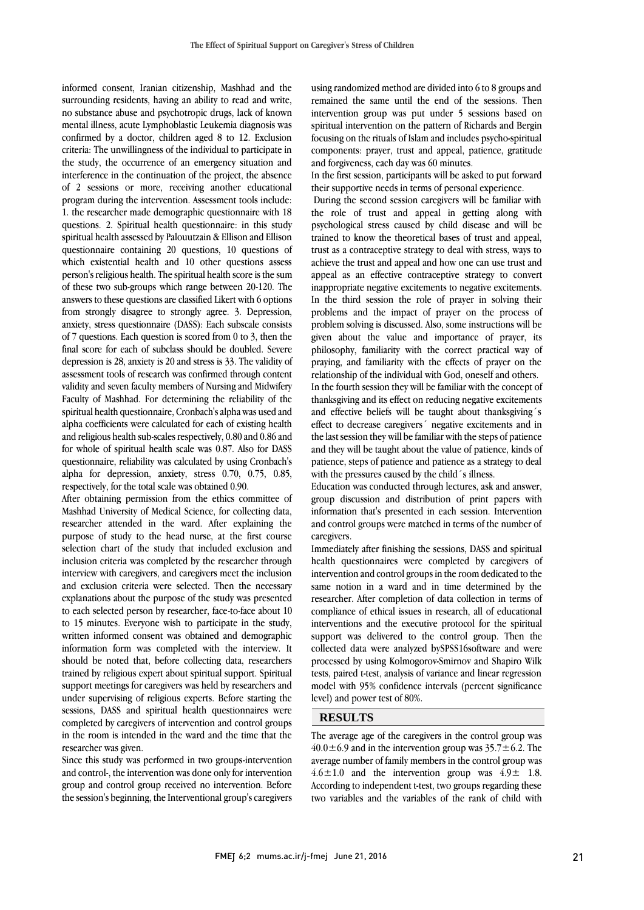informed consent, Iranian citizenship, Mashhad and the surrounding residents, having an ability to read and write, no substance abuse and psychotropic drugs, lack of known mental illness, acute Lymphoblastic Leukemia diagnosis was confirmed by a doctor, children aged 8 to 12. Exclusion criteria: The unwillingness of the individual to participate in the study, the occurrence of an emergency situation and interference in the continuation of the project, the absence of 2 sessions or more, receiving another educational program during the intervention. Assessment tools include: 1. the researcher made demographic questionnaire with 18 questions. 2. Spiritual health questionnaire: in this study spiritual health assessed by Palouutzain & Ellison and Ellison questionnaire containing 20 questions, 10 questions of which existential health and 10 other questions assess person's religious health. The spiritual health score is the sum of these two sub-groups which range between 20-120. The answers to these questions are classified Likert with 6 options from strongly disagree to strongly agree. 3. Depression, anxiety, stress questionnaire (DASS): Each subscale consists of 7 questions. Each question is scored from 0 to 3, then the final score for each of subclass should be doubled. Severe depression is 28, anxiety is 20 and stress is 33. The validity of assessment tools of research was confirmed through content validity and seven faculty members of Nursing and Midwifery Faculty of Mashhad. For determining the reliability of the spiritual health questionnaire, Cronbach's alpha was used and alpha coefficients were calculated for each of existing health and religious health sub-scales respectively, 0.80 and 0.86 and for whole of spiritual health scale was 0.87. Also for DASS questionnaire, reliability was calculated by using Cronbach's alpha for depression, anxiety, stress 0.70, 0.75, 0.85, respectively, for the total scale was obtained 0.90.

After obtaining permission from the ethics committee of Mashhad University of Medical Science, for collecting data, researcher attended in the ward. After explaining the purpose of study to the head nurse, at the first course selection chart of the study that included exclusion and inclusion criteria was completed by the researcher through interview with caregivers, and caregivers meet the inclusion and exclusion criteria were selected. Then the necessary explanations about the purpose of the study was presented to each selected person by researcher, face-to-face about 10 to 15 minutes. Everyone wish to participate in the study, written informed consent was obtained and demographic information form was completed with the interview. It should be noted that, before collecting data, researchers trained by religious expert about spiritual support. Spiritual support meetings for caregivers was held by researchers and under supervising of religious experts. Before starting the sessions, DASS and spiritual health questionnaires were completed by caregivers of intervention and control groups in the room is intended in the ward and the time that the researcher was given.

Since this study was performed in two groups-intervention and control-, the intervention was done only for intervention group and control group received no intervention. Before the session's beginning, the Interventional group's caregivers using randomized method are divided into 6 to 8 groups and remained the same until the end of the sessions. Then intervention group was put under 5 sessions based on spiritual intervention on the pattern of Richards and Bergin focusing on the rituals of Islam and includes psycho-spiritual components: prayer, trust and appeal, patience, gratitude and forgiveness, each day was 60 minutes.

In the first session, participants will be asked to put forward their supportive needs in terms of personal experience.

During the second session caregivers will be familiar with the role of trust and appeal in getting along with psychological stress caused by child disease and will be trained to know the theoretical bases of trust and appeal, trust as a contraceptive strategy to deal with stress, ways to achieve the trust and appeal and how one can use trust and appeal as an effective contraceptive strategy to convert inappropriate negative excitements to negative excitements. In the third session the role of prayer in solving their problems and the impact of prayer on the process of problem solving is discussed. Also, some instructions will be given about the value and importance of prayer, its philosophy, familiarity with the correct practical way of praying, and familiarity with the effects of prayer on the relationship of the individual with God, oneself and others.

In the fourth session they will be familiar with the concept of thanksgiving and its effect on reducing negative excitements and effective beliefs will be taught about thanksgiving´s effect to decrease caregivers´ negative excitements and in the last session they will be familiar with the steps of patience and they will be taught about the value of patience, kinds of patience, steps of patience and patience as a strategy to deal with the pressures caused by the child´s illness.

Education was conducted through lectures, ask and answer, group discussion and distribution of print papers with information that's presented in each session. Intervention and control groups were matched in terms of the number of caregivers.

Immediately after finishing the sessions, DASS and spiritual health questionnaires were completed by caregivers of intervention and control groups in the room dedicated to the same notion in a ward and in time determined by the researcher. After completion of data collection in terms of compliance of ethical issues in research, all of educational interventions and the executive protocol for the spiritual support was delivered to the control group. Then the collected data were analyzed bySPSS16software and were processed by using Kolmogorov-Smirnov and Shapiro Wilk tests, paired t-test, analysis of variance and linear regression model with 95% confidence intervals (percent significance level) and power test of 80%.

## RESULTS

The average age of the caregivers in the control group was $40.0\pm6.9$ and in the intervention group was $35.7\pm6.2$. The average number of family members in the control group was $4.6\pm1.0$ and the intervention group was $4.9\pm$ 1.8. According to independent t-test, two groups regarding these two variables and the variables of the rank of child with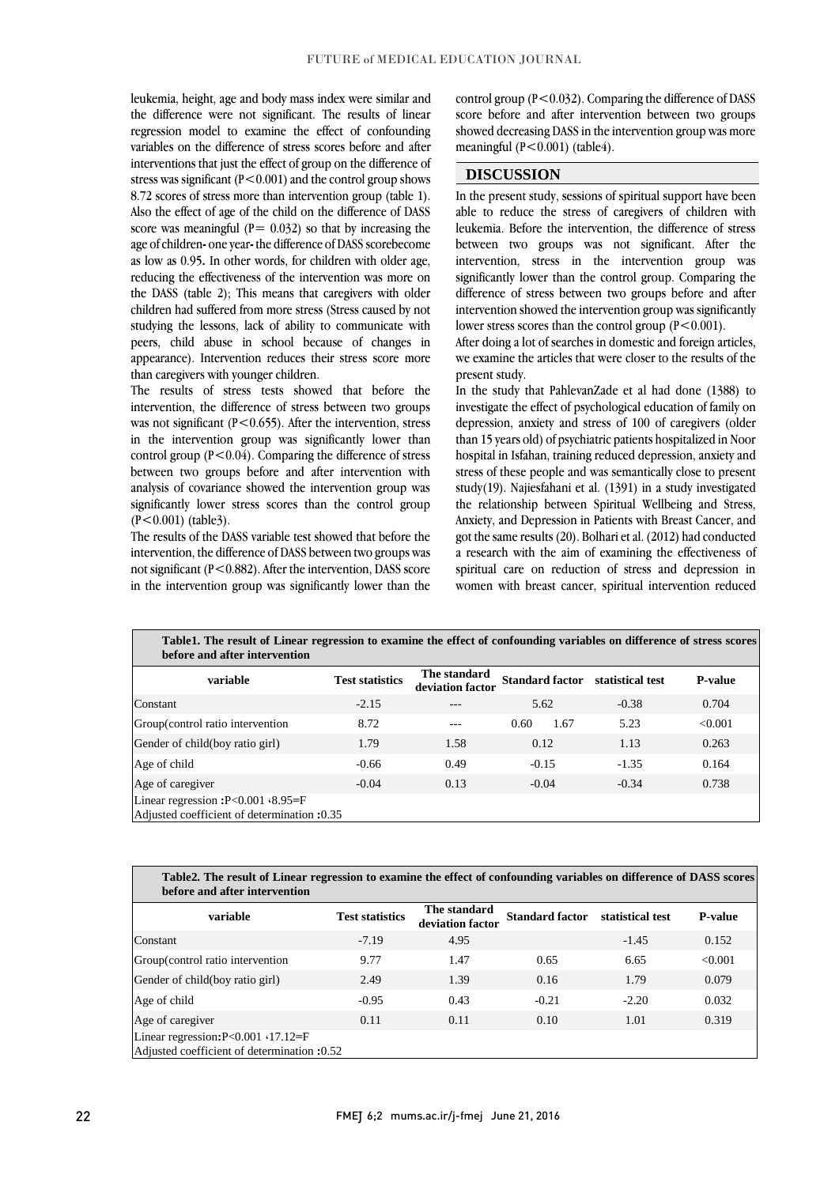leukemia, height, age and body mass index were similar and the difference were not significant. The results of linear regression model to examine the effect of confounding variables on the difference of stress scores before and after interventions that just the effect of group on the difference of stress was significant ($P<0.001$) and the control group shows 8.72 scores of stress more than intervention group (table 1). Also the effect of age of the child on the difference of DASS score was meaningful ($P= 0.032$) so that by increasing the age of children- one year- the difference of DASS scorebecome as low as 0.95. In other words, for children with older age, reducing the effectiveness of the intervention was more on the DASS (table 2); This means that caregivers with older children had suffered from more stress (Stress caused by not studying the lessons, lack of ability to communicate with peers, child abuse in school because of changes in appearance). Intervention reduces their stress score more than caregivers with younger children.

The results of stress tests showed that before the intervention, the difference of stress between two groups was not significant ($P<0.655$). After the intervention, stress in the intervention group was significantly lower than control group ($P<0.04$). Comparing the difference of stress between two groups before and after intervention with analysis of covariance showed the intervention group was significantly lower stress scores than the control group ($P<0.001$) (table3).

The results of the DASS variable test showed that before the intervention, the difference of DASS between two groups was not significant ($P<0.882$). After the intervention, DASS score in the intervention group was significantly lower than the control group ($P<0.032$). Comparing the difference of DASS score before and after intervention between two groups showed decreasing DASS in the intervention group was more meaningful ($P<0.001$) (table4).

## DISCUSSION

In the present study, sessions of spiritual support have been able to reduce the stress of caregivers of children with leukemia. Before the intervention, the difference of stress between two groups was not significant. After the intervention, stress in the intervention group was significantly lower than the control group. Comparing the difference of stress between two groups before and after intervention showed the intervention group was significantly lower stress scores than the control group ($P<0.001$).

After doing a lot of searches in domestic and foreign articles, we examine the articles that were closer to the results of the present study.

In the study that PahlevanZade et al had done (1388) to investigate the effect of psychological education of family on depression, anxiety and stress of 100 of caregivers (older than 15 years old) of psychiatric patients hospitalized in Noor hospital in Isfahan, training reduced depression, anxiety and stress of these people and was semantically close to present study(19). Najiesfahani et al. (1391) in a study investigated the relationship between Spiritual Wellbeing and Stress, Anxiety, and Depression in Patients with Breast Cancer, and got the same results (20). Bolhari et al. (2012) had conducted a research with the aim of examining the effectiveness of spiritual care on reduction of stress and depression in women with breast cancer, spiritual intervention reduced

**Table1. The result of Linear regression to examine the effect of confounding variables on difference of stress scores before and after intervention**

| variable | Test statistics | The standard deviation factor | Standard factor | statistical test | P-value |
|---|---|---|---|---|---|
| Constant | -2.15 | --- | 5.62 | -0.38 | 0.704 |
| Group(control ratio intervention | 8.72 | --- | 0.60 1.67 | 5.23 | <0.001 |
| Gender of child(boy ratio girl) | 1.79 | 1.58 | 0.12 | 1.13 | 0.263 |
| Age of child | -0.66 | 0.49 | -0.15 | -1.35 | 0.164 |
| Age of caregiver | -0.04 | 0.13 | -0.04 | -0.34 | 0.738 |
| Linear regression :P<0.001 ‹8.95=F<br>Adjusted coefficient of determination :0.35 | | | | | |

**Table2. The result of Linear regression to examine the effect of confounding variables on difference of DASS scores before and after intervention**

| variable | Test statistics | The standard deviation factor | Standard factor | statistical test | P-value |
|---|---|---|---|---|---|
| Constant | -7.19 | 4.95 | | -1.45 | 0.152 |
| Group(control ratio intervention | 9.77 | 1.47 | 0.65 | 6.65 | <0.001 |
| Gender of child(boy ratio girl) | 2.49 | 1.39 | 0.16 | 1.79 | 0.079 |
| Age of child | -0.95 | 0.43 | -0.21 | -2.20 | 0.032 |
| Age of caregiver | 0.11 | 0.11 | 0.10 | 1.01 | 0.319 |
| Linear regression:P<0.001 ‹17.12=F<br>Adjusted coefficient of determination :0.52 | | | | | |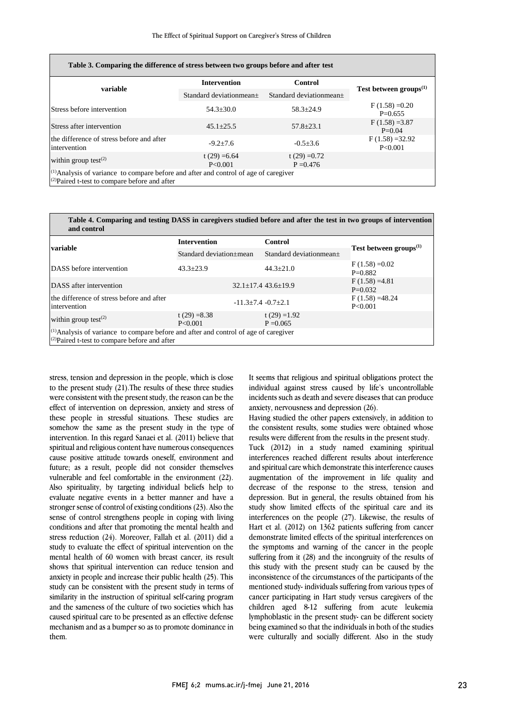**Table 3. Comparing the difference of stress between two groups before and after test**

| variable | Intervention | Control | Test between groups(1) |
|---|---|---|---|
| | Standard deviationmean± | Standard deviationmean± | |
| Stress before intervention | 54.3±30.0 | 58.3±24.9 | F (1.58) =0.20 P=0.655 |
| Stress after intervention | 45.1±25.5 | 57.8±23.1 | F (1.58) =3.87 P=0.04 |
| the difference of stress before and after intervention | -9.2±7.6 | -0.5±3.6 | F (1.58) =32.92 P<0.001 |
| within group test(2) | t (29) =6.64 P<0.001 | t (29) =0.72 P =0.476 | |

(1)Analysis of variance to compare before and after and control of age of caregiver
(2)Paired t-test to compare before and after

**Table 4. Comparing and testing DASS in caregivers studied before and after the test in two groups of intervention and control**

| variable | Intervention | Control | Test between groups(1) |
|---|---|---|---|
| | Standard deviation±mean | Standard deviationmean± | |
| DASS before intervention | 43.3±23.9 | 44.3±21.0 | F (1.58) =0.02 P=0.882 |
| DASS after intervention | 32.1±17.4 | 43.6±19.9 | F (1.58) =4.81 P=0.032 |
| the difference of stress before and after intervention | -11.3±7.4 | -0.7±2.1 | F (1.58) =48.24 P<0.001 |
| within group test(2) | t (29) =8.38 P<0.001 | t (29) =1.92 P =0.065 | |

(1)Analysis of variance to compare before and after and control of age of caregiver
(2)Paired t-test to compare before and after

stress, tension and depression in the people, which is close to the present study (21).The results of these three studies were consistent with the present study, the reason can be the effect of intervention on depression, anxiety and stress of these people in stressful situations. These studies are somehow the same as the present study in the type of intervention. In this regard Sanaei et al. (2011) believe that spiritual and religious content have numerous consequences cause positive attitude towards oneself, environment and future; as a result, people did not consider themselves vulnerable and feel comfortable in the environment (22). Also spirituality, by targeting individual beliefs help to evaluate negative events in a better manner and have a stronger sense of control of existing conditions (23). Also the sense of control strengthens people in coping with living conditions and after that promoting the mental health and stress reduction (24). Moreover, Fallah et al. (2011) did a study to evaluate the effect of spiritual intervention on the mental health of 60 women with breast cancer, its result shows that spiritual intervention can reduce tension and anxiety in people and increase their public health (25). This study can be consistent with the present study in terms of similarity in the instruction of spiritual self-caring program and the sameness of the culture of two societies which has caused spiritual care to be presented as an effective defense mechanism and as a bumper so as to promote dominance in them.

It seems that religious and spiritual obligations protect the individual against stress caused by life's uncontrollable incidents such as death and severe diseases that can produce anxiety, nervousness and depression (26).

Having studied the other papers extensively, in addition to the consistent results, some studies were obtained whose results were different from the results in the present study.

Tuck (2012) in a study named examining spiritual interferences reached different results about interference and spiritual care which demonstrate this interference causes augmentation of the improvement in life quality and decrease of the response to the stress, tension and depression. But in general, the results obtained from his study show limited effects of the spiritual care and its interferences on the people (27). Likewise, the results of Hart et al. (2012) on 1362 patients suffering from cancer demonstrate limited effects of the spiritual interferences on the symptoms and warning of the cancer in the people suffering from it (28) and the incongruity of the results of this study with the present study can be caused by the inconsistence of the circumstances of the participants of the mentioned study- individuals suffering from various types of cancer participating in Hart study versus caregivers of the children aged 8-12 suffering from acute leukemia lymphoblastic in the present study- can be different society being examined so that the individuals in both of the studies were culturally and socially different. Also in the study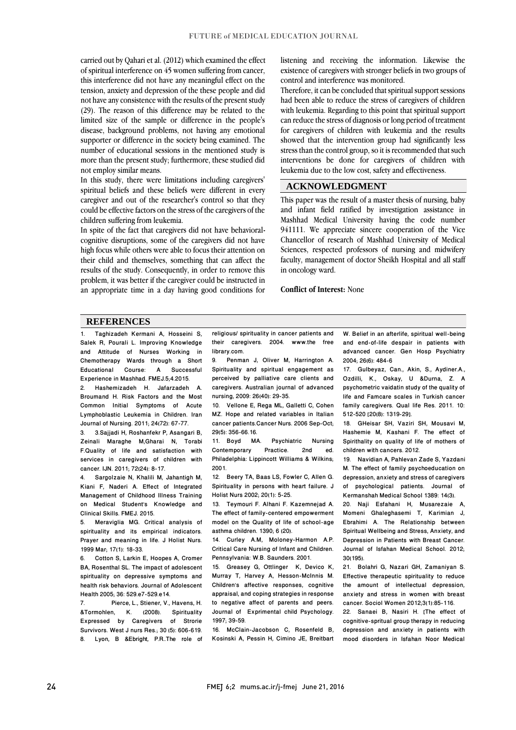carried out by Qahari et al. (2012) which examined the effect of spiritual interference on 45 women suffering from cancer, this interference did not have any meaningful effect on the tension, anxiety and depression of the these people and did not have any consistence with the results of the present study (29). The reason of this difference may be related to the limited size of the sample or difference in the people's disease, background problems, not having any emotional supporter or difference in the society being examined. The number of educational sessions in the mentioned study is more than the present study; furthermore, these studied did not employ similar means.

In this study, there were limitations including caregivers' spiritual beliefs and these beliefs were different in every caregiver and out of the researcher's control so that they could be effective factors on the stress of the caregivers of the children suffering from leukemia.

In spite of the fact that caregivers did not have behavioral-cognitive disruptions, some of the caregivers did not have high focus while others were able to focus their attention on their child and themselves, something that can affect the results of the study. Consequently, in order to remove this problem, it was better if the caregiver could be instructed in an appropriate time in a day having good conditions for listening and receiving the information. Likewise the existence of caregivers with stronger beliefs in two groups of control and interference was monitored.

Therefore, it can be concluded that spiritual support sessions had been able to reduce the stress of caregivers of children with leukemia. Regarding to this point that spiritual support can reduce the stress of diagnosis or long period of treatment for caregivers of children with leukemia and the results showed that the intervention group had significantly less stress than the control group, so it is recommended that such interventions be done for caregivers of children with leukemia due to the low cost, safety and effectiveness.

## ACKNOWLEDGMENT

This paper was the result of a master thesis of nursing, baby and infant field ratified by investigation assistance in Mashhad Medical University having the code number 941111. We appreciate sincere cooperation of the Vice Chancellor of research of Mashhad University of Medical Sciences, respected professors of nursing and midwifery faculty, management of doctor Sheikh Hospital and all staff in oncology ward.

**Conflict of Interest:** None

## REFERENCES

1. Taghizadeh Kermani A, Hosseini S, Salek R, Pourali L. Improving Knowledge and Attitude of Nurses Working in Chemotherapy Wards through a Short Educational Course: A Successful Experience in Mashhad. FMEJ.5;4.2015.
2. Hashemizadeh H. Jafarzadeh A. Broumand H. Risk Factors and the Most Common Initial Symptoms of Acute Lymphoblastic Leukemia in Children. Iran Journal of Nursing. 2011; 24(72): 67-77.
3. 3.Sajjadi H, Roshanfekr P, Asangari B, Zeinali Maraghe M,Gharai N, Torabi F.Quality of life and satisfaction with services in caregivers of children with cancer. IJN. 2011; 72(24): 8-17.
4. Sargolzaie N, Khalili M, Jahantigh M, Kiani F, Naderi A. Effect of Integrated Management of Childhood Illness Training on Medical Student's Knowledge and Clinical Skills. FMEJ. 2015.
5. Meraviglia MG. Critical analysis of spirituality and its empirical indicators. Prayer and meaning in life. J Holist Nurs. 1999 Mar; 17(1): 18-33.
6. Cotton S, Larkin E, Hoopes A, Cromer BA, Rosenthal SL. The impact of adolescent spirituality on depressive symptoms and health risk behaviors. Journal of Adolescent Health 2005; 36: 529.e7-529.e14.
7. Pierce, L., Stiener, V., Havens, H. &Tormohlen, K. (2008). Spirituality Expressed by Caregivers of Strorie Survivors. West J nurs Res.; 30 (5): 606-619.
8. Lyon, B &Ebright, P.R..The role of religious/ spirituality in cancer patients and their caregivers. 2004. www.the free library.com.
9. Penman J, Oliver M, Harrington A. Spirituality and spiritual engagement as perceived by palliative care clients and caregivers. Australian journal of advanced nursing, 2009: 26(40): 29-35.
10. Vellone E, Rega ML, Galletti C, Cohen MZ. Hope and related variables in Italian cancer patients.Cancer Nurs. 2006 Sep-Oct; 29(5): 356-66.16.
11. Boyd MA. Psychiatric Nursing Contemporary Practice. 2nd ed. Philadelphia: Lippincott Williams & Wilkins; 2001.
12. Beery TA, Baas LS, Fowler C, Allen G. Spirituality in persons with heart failure. J Holist Nurs 2002; 20(1): 5-25.
13. Teymouri F. Alhani F. Kazemnejad A. The effect of family-centered empowerment model on the Quality of life of school-age asthma children. 1390; 6 (20).
14. Curley A.M, Moloney-Harmon A.P. Critical Care Nursing of Infant and Children. Pennsylvania: W.B. Saunders. 2001.
15. Greasey G, Ottlinger K, Devico K, Murray T, Harvey A, Hesson-McInnis M. Children's affective responses, cognitive appraisal, and coping strategies in response to negative affect of parents and peers. Journal of Exprimental child Psychology. 1997; 39-59.
16. McClain-Jacobson C, Rosenfeld B, Kosinski A, Pessin H, Cimino JE, Breitbart W. Belief in an afterlife, spiritual well-being and end-of-life despair in patients with advanced cancer. Gen Hosp Psychiatry 2004; 26(6): 484-6
17. Gulbeyaz, Can., Akin, S., Aydiner.A., Ozdilli, K., Oskay, U &Durna, Z. A psychometric vaidatin study of the quality of life and Famcare scales in Turkish cancer family caregivers. Qual life Res. 2011. 10: 512-520 [20(8): 1319-29].
18. GHeisar SH, Vaziri SH, Mousavi M, Hashemie M, Kashani F. The effect of Spirithality on quality of life of mothers of children with cancers. 2012.
19. Navidian A, Pahlevan Zade S, Yazdani M. The effect of family psychoeducation on depression, anxiety and stress of caregivers of psychological patients. Journal of Kermanshah Medical School 1389: 14(3).
20. Naji Esfahani H, Musarezaie A, Momeni Ghaleghasemi T, Karimian J, Ebrahimi A. The Relationship between Spiritual Wellbeing and Stress, Anxiety, and Depression in Patients with Breast Cancer. Journal of Isfahan Medical School. 2012; 30(195).
21. Bolahri G, Nazari GH, Zamaniyan S. Effective therapeutic spirituality to reduce the amount of intellectual depression, anxiety and stress in women with breast cancer. Sociol Women 2012;3(1):85-116.
22. Sanaei B, Nasiri H. [The effect of cognitive-spritual group therapy in reducing depression and anxiety in patients with mood disorders in Isfahan Noor Medical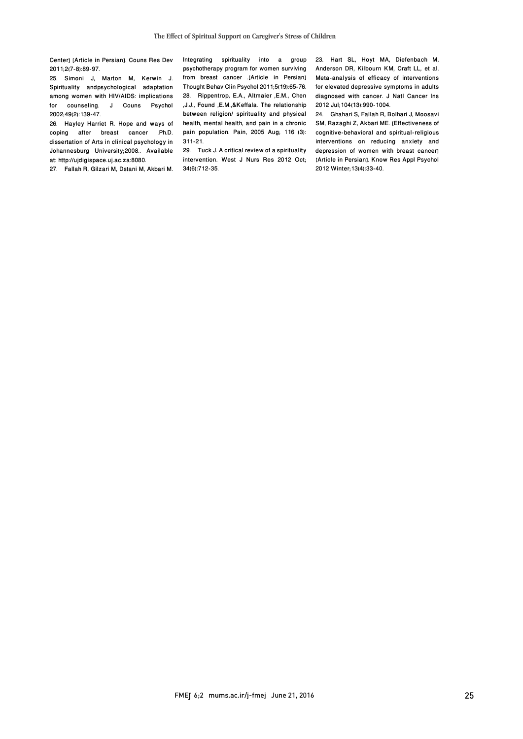Center] [Article in Persian]. Couns Res Dev 2011;2(7-8):89-97.

25. Simoni J, Marton M, Kerwin J. Spirituality andpsychological adaptation among women with HIV/AIDS: implications for counseling. J Couns Psychol 2002;49(2):139-47.

26. Hayley Harriet R. Hope and ways of coping after breast cancer .Ph.D. dissertation of Arts in clinical psychology in Johannesburg University;2008.. Available at: http://ujdigispace.uj.ac.za:8080.

27. Fallah R, Gilzari M, Dstani M, Akbari M. Integrating spirituality into a group psychotherapy program for women surviving from breast cancer .[Article in Persian] Thought Behav Clin Psychol 2011;5(19):65-76.

28. Rippentrop, E.A., Altmaier ,E.M., Chen ,J.J., Found ,E.M.,&Keffala. The relationship between religion/ spirituality and physical health, mental health, and pain in a chronic pain population. Pain, 2005 Aug; 116 (3): 311-21.

29. Tuck J. A critical review of a spirituality intervention. West J Nurs Res 2012 Oct; 34(6):712-35.

23. Hart SL, Hoyt MA, Diefenbach M, Anderson DR, Kilbourn KM, Craft LL, et al. Meta-analysis of efficacy of interventions for elevated depressive symptoms in adults diagnosed with cancer. J Natl Cancer Ins 2012 Jul;104(13):990-1004.

24. Ghahari S, Fallah R, Bolhari J, Moosavi SM, Razaghi Z, Akbari ME. [Effectiveness of cognitive-behavioral and spiritual-religious interventions on reducing anxiety and depression of women with breast cancer] [Article in Persian]. Know Res Appl Psychol 2012 Winter;13(4):33-40.